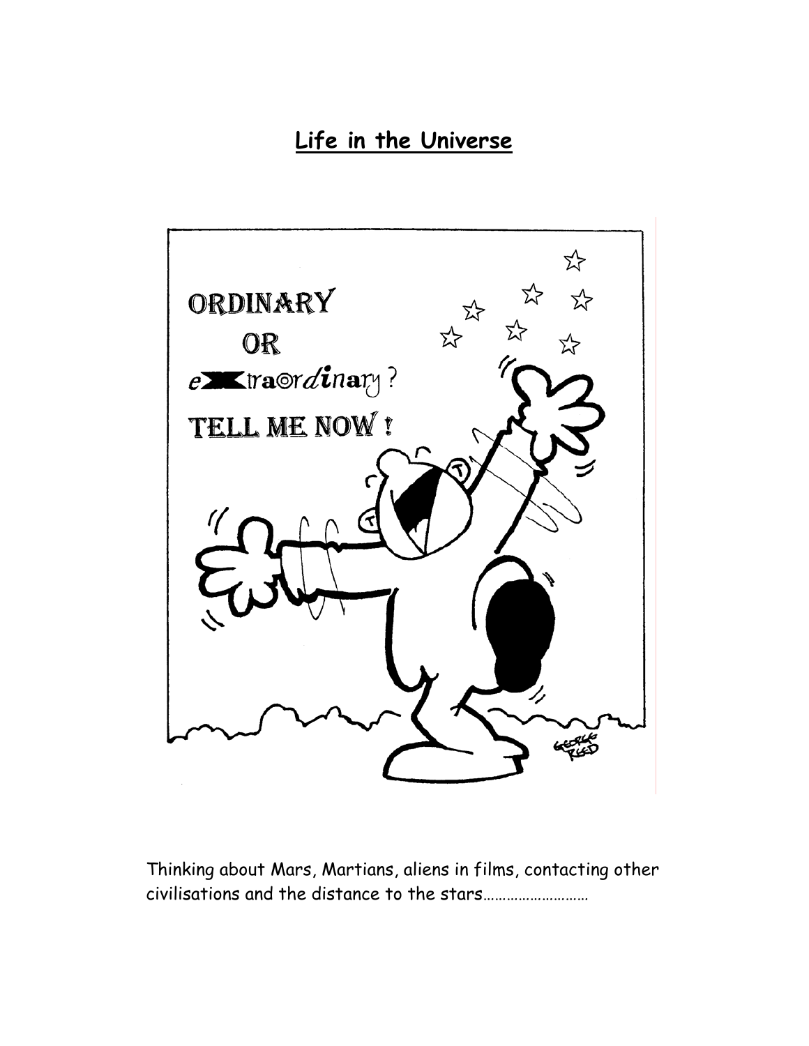# Life in the Universe

Thinking about Mars, Martians, aliens in films, contacting other civilisations and the distance to the stars………………………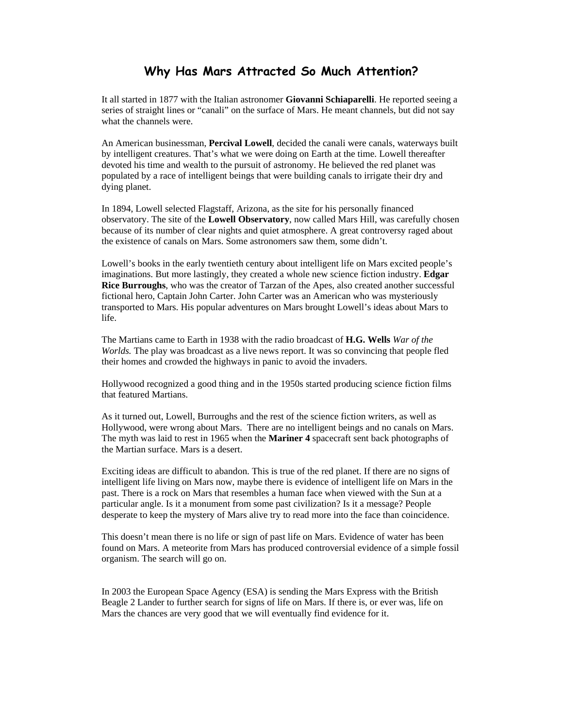# Why Has Mars Attracted So Much Attention?

It all started in 1877 with the Italian astronomer **Giovanni Schiaparelli**. He reported seeing a series of straight lines or "canali" on the surface of Mars. He meant channels, but did not say what the channels were.

An American businessman, **Percival Lowell**, decided the canali were canals, waterways built by intelligent creatures. That's what we were doing on Earth at the time. Lowell thereafter devoted his time and wealth to the pursuit of astronomy. He believed the red planet was populated by a race of intelligent beings that were building canals to irrigate their dry and dying planet.

In 1894, Lowell selected Flagstaff, Arizona, as the site for his personally financed observatory. The site of the **Lowell Observatory**, now called Mars Hill, was carefully chosen because of its number of clear nights and quiet atmosphere. A great controversy raged about the existence of canals on Mars. Some astronomers saw them, some didn't.

Lowell's books in the early twentieth century about intelligent life on Mars excited people's imaginations. But more lastingly, they created a whole new science fiction industry. **Edgar Rice Burroughs**, who was the creator of Tarzan of the Apes, also created another successful fictional hero, Captain John Carter. John Carter was an American who was mysteriously transported to Mars. His popular adventures on Mars brought Lowell's ideas about Mars to life.

The Martians came to Earth in 1938 with the radio broadcast of **H.G. Wells** *War of the Worlds.* The play was broadcast as a live news report. It was so convincing that people fled their homes and crowded the highways in panic to avoid the invaders.

Hollywood recognized a good thing and in the 1950s started producing science fiction films that featured Martians.

As it turned out, Lowell, Burroughs and the rest of the science fiction writers, as well as Hollywood, were wrong about Mars. There are no intelligent beings and no canals on Mars. The myth was laid to rest in 1965 when the **Mariner 4** spacecraft sent back photographs of the Martian surface. Mars is a desert.

Exciting ideas are difficult to abandon. This is true of the red planet. If there are no signs of intelligent life living on Mars now, maybe there is evidence of intelligent life on Mars in the past. There is a rock on Mars that resembles a human face when viewed with the Sun at a particular angle. Is it a monument from some past civilization? Is it a message? People desperate to keep the mystery of Mars alive try to read more into the face than coincidence.

This doesn't mean there is no life or sign of past life on Mars. Evidence of water has been found on Mars. A meteorite from Mars has produced controversial evidence of a simple fossil organism. The search will go on.

In 2003 the European Space Agency (ESA) is sending the Mars Express with the British Beagle 2 Lander to further search for signs of life on Mars. If there is, or ever was, life on Mars the chances are very good that we will eventually find evidence for it.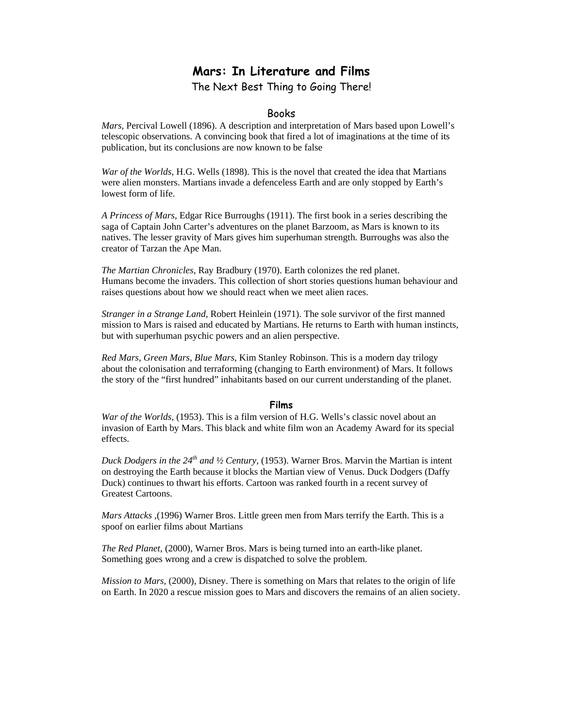# Mars: In Literature and Films

The Next Best Thing to Going There!

## Books

*Mars*, Percival Lowell (1896). A description and interpretation of Mars based upon Lowell's telescopic observations. A convincing book that fired a lot of imaginations at the time of its publication, but its conclusions are now known to be false

*War of the Worlds*, H.G. Wells (1898). This is the novel that created the idea that Martians were alien monsters. Martians invade a defenceless Earth and are only stopped by Earth's lowest form of life.

*A Princess of Mars*, Edgar Rice Burroughs (1911). The first book in a series describing the saga of Captain John Carter's adventures on the planet Barzoom, as Mars is known to its natives. The lesser gravity of Mars gives him superhuman strength. Burroughs was also the creator of Tarzan the Ape Man.

*The Martian Chronicles*, Ray Bradbury (1970). Earth colonizes the red planet. Humans become the invaders. This collection of short stories questions human behaviour and raises questions about how we should react when we meet alien races.

*Stranger in a Strange Land*, Robert Heinlein (1971). The sole survivor of the first manned mission to Mars is raised and educated by Martians. He returns to Earth with human instincts, but with superhuman psychic powers and an alien perspective.

*Red Mars, Green Mars, Blue Mars*, Kim Stanley Robinson. This is a modern day trilogy about the colonisation and terraforming (changing to Earth environment) of Mars. It follows the story of the "first hundred" inhabitants based on our current understanding of the planet.

## Films

*War of the Worlds,* (1953). This is a film version of H.G. Wells's classic novel about an invasion of Earth by Mars. This black and white film won an Academy Award for its special effects.

*Duck Dodgers in the 24th and ½ Century*, (1953). Warner Bros. Marvin the Martian is intent on destroying the Earth because it blocks the Martian view of Venus. Duck Dodgers (Daffy Duck) continues to thwart his efforts. Cartoon was ranked fourth in a recent survey of Greatest Cartoons.

*Mars Attacks* ,(1996) Warner Bros. Little green men from Mars terrify the Earth. This is a spoof on earlier films about Martians

*The Red Planet,* (2000), Warner Bros. Mars is being turned into an earth-like planet. Something goes wrong and a crew is dispatched to solve the problem.

*Mission to Mars*, (2000), Disney. There is something on Mars that relates to the origin of life on Earth. In 2020 a rescue mission goes to Mars and discovers the remains of an alien society.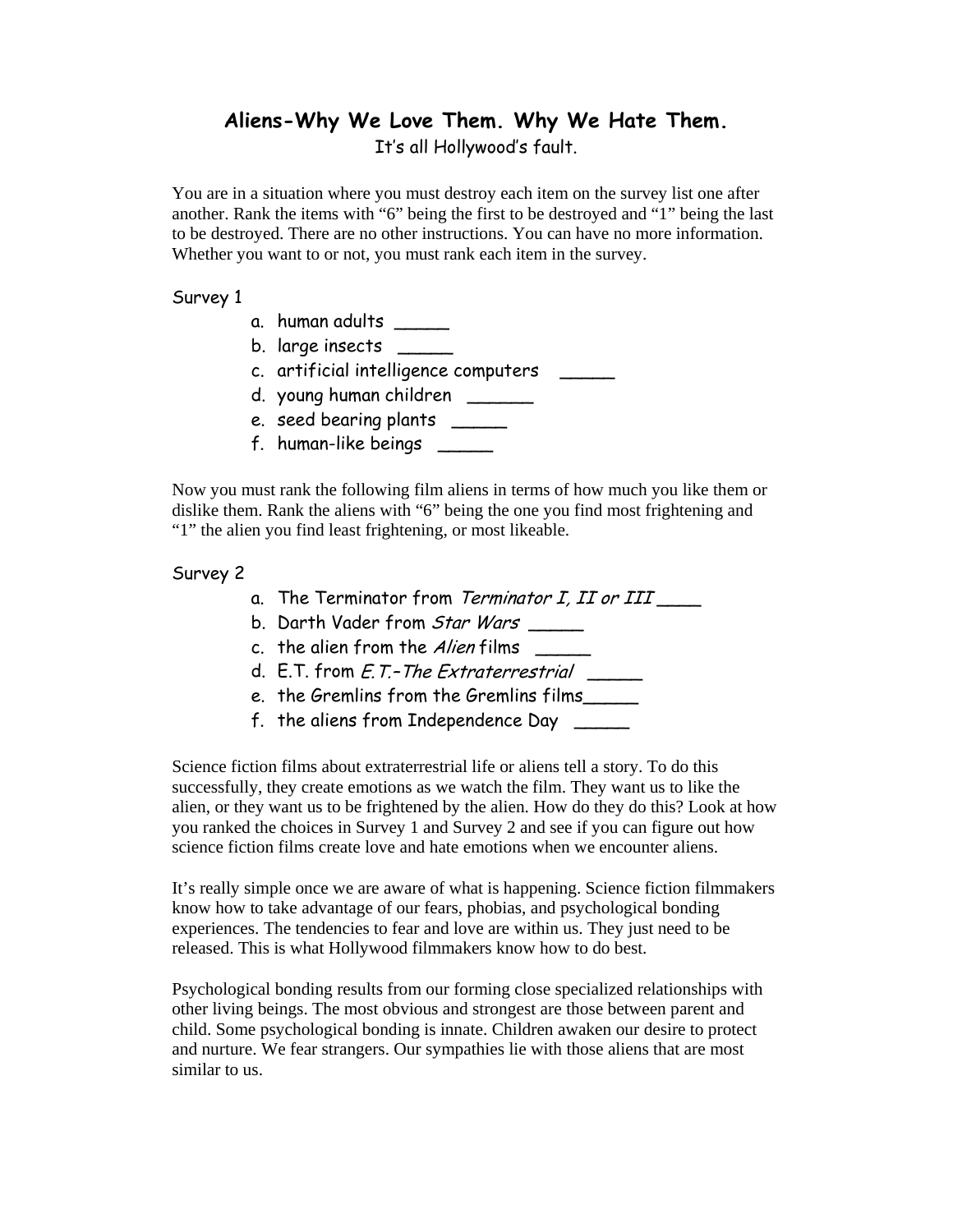## Aliens-Why We Love Them. Why We Hate Them.

It's all Hollywood's fault.

You are in a situation where you must destroy each item on the survey list one after another. Rank the items with "6" being the first to be destroyed and "1" being the last to be destroyed. There are no other instructions. You can have no more information. Whether you want to or not, you must rank each item in the survey.

Survey 1

a. human adults _____
b. large insects _____
c. artificial intelligence computers _____
d. young human children ______
e. seed bearing plants _____
f. human-like beings _____

Now you must rank the following film aliens in terms of how much you like them or dislike them. Rank the aliens with "6" being the one you find most frightening and "1" the alien you find least frightening, or most likeable.

Survey 2

a. The Terminator from *Terminator I, II or III* ____
b. Darth Vader from *Star Wars* _____
c. the alien from the *Alien* films _____
d. E.T. from *E.T.-The Extraterrestrial* _____
e. the Gremlins from the Gremlins films_____
f. the aliens from Independence Day _____

Science fiction films about extraterrestrial life or aliens tell a story. To do this successfully, they create emotions as we watch the film. They want us to like the alien, or they want us to be frightened by the alien. How do they do this? Look at how you ranked the choices in Survey 1 and Survey 2 and see if you can figure out how science fiction films create love and hate emotions when we encounter aliens.

It's really simple once we are aware of what is happening. Science fiction filmmakers know how to take advantage of our fears, phobias, and psychological bonding experiences. The tendencies to fear and love are within us. They just need to be released. This is what Hollywood filmmakers know how to do best.

Psychological bonding results from our forming close specialized relationships with other living beings. The most obvious and strongest are those between parent and child. Some psychological bonding is innate. Children awaken our desire to protect and nurture. We fear strangers. Our sympathies lie with those aliens that are most similar to us.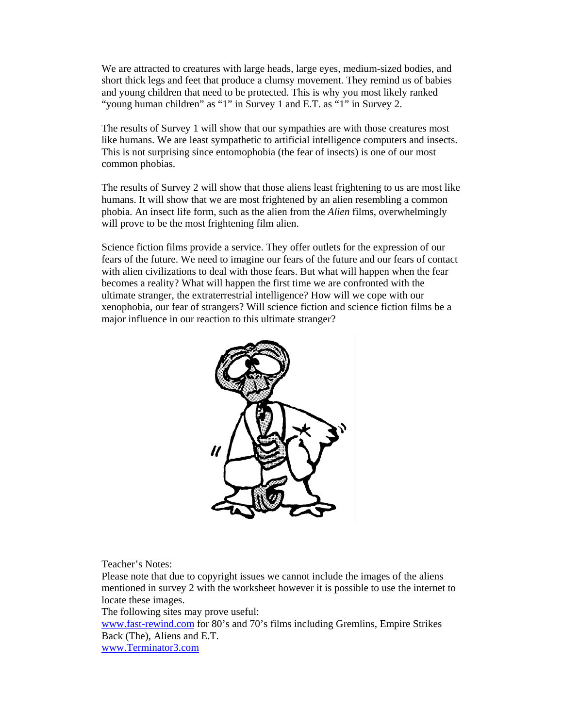We are attracted to creatures with large heads, large eyes, medium-sized bodies, and short thick legs and feet that produce a clumsy movement. They remind us of babies and young children that need to be protected. This is why you most likely ranked "young human children" as "1" in Survey 1 and E.T. as "1" in Survey 2.

The results of Survey 1 will show that our sympathies are with those creatures most like humans. We are least sympathetic to artificial intelligence computers and insects. This is not surprising since entomophobia (the fear of insects) is one of our most common phobias.

The results of Survey 2 will show that those aliens least frightening to us are most like humans. It will show that we are most frightened by an alien resembling a common phobia. An insect life form, such as the alien from the *Alien* films, overwhelmingly will prove to be the most frightening film alien.

Science fiction films provide a service. They offer outlets for the expression of our fears of the future. We need to imagine our fears of the future and our fears of contact with alien civilizations to deal with those fears. But what will happen when the fear becomes a reality? What will happen the first time we are confronted with the ultimate stranger, the extraterrestrial intelligence? How will we cope with our xenophobia, our fear of strangers? Will science fiction and science fiction films be a major influence in our reaction to this ultimate stranger?

Teacher's Notes:
Please note that due to copyright issues we cannot include the images of the aliens mentioned in survey 2 with the worksheet however it is possible to use the internet to locate these images.
The following sites may prove useful:
www.fast-rewind.com for 80's and 70's films including Gremlins, Empire Strikes Back (The), Aliens and E.T.
www.Terminator3.com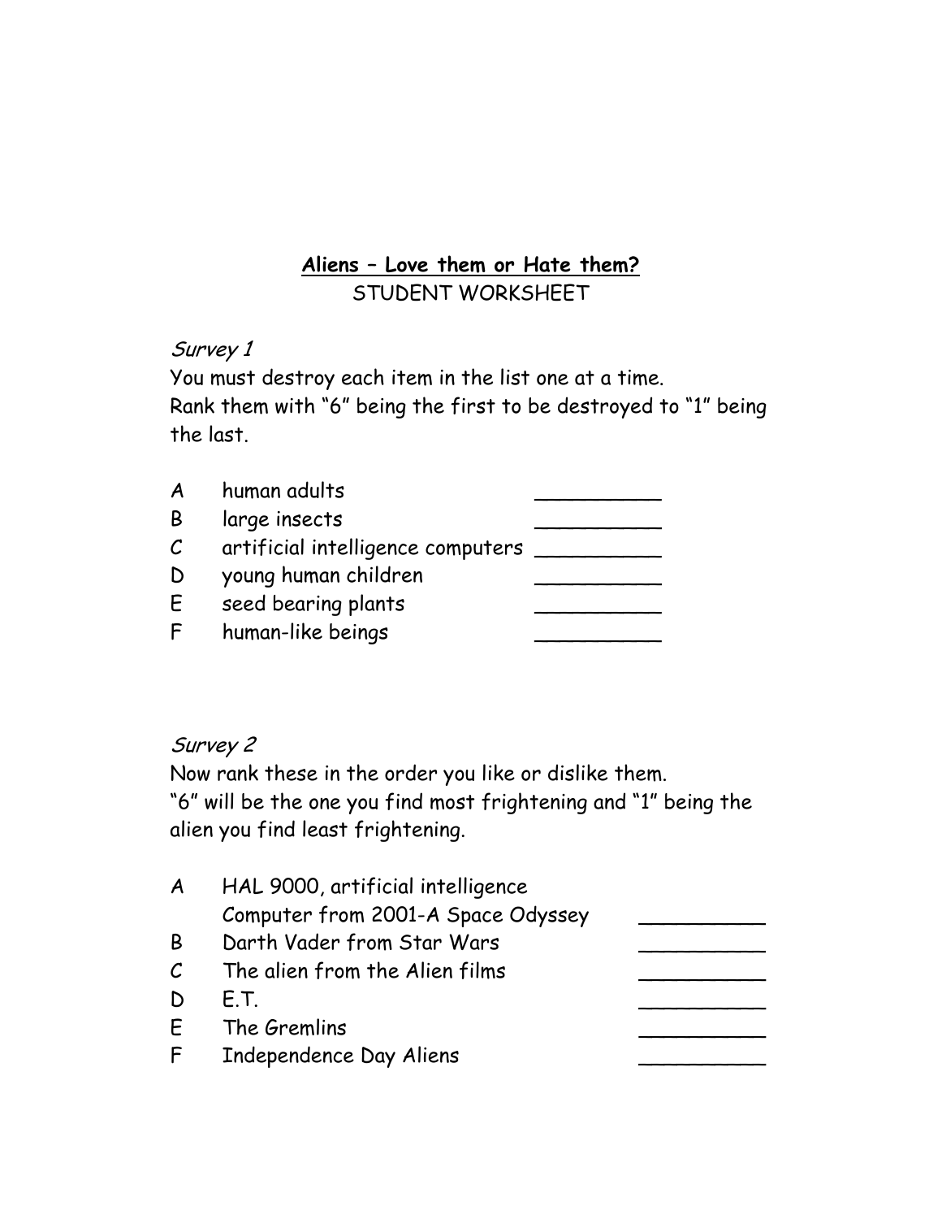**<u>Aliens – Love them or Hate them?</u>**

STUDENT WORKSHEET

*Survey 1*

You must destroy each item in the list one at a time.
Rank them with "6" being the first to be destroyed to "1" being the last.

| | | |
|---|---|---|
| A | human adults | __________ |
| B | large insects | __________ |
| C | artificial intelligence computers | __________ |
| D | young human children | __________ |
| E | seed bearing plants | __________ |
| F | human-like beings | __________ |

*Survey 2*

Now rank these in the order you like or dislike them.
"6" will be the one you find most frightening and "1" being the alien you find least frightening.

| | | |
|---|---|---|
| A | HAL 9000, artificial intelligence Computer from 2001-A Space Odyssey | __________ |
| B | Darth Vader from Star Wars | __________ |
| C | The alien from the Alien films | __________ |
| D | E.T. | __________ |
| E | The Gremlins | __________ |
| F | Independence Day Aliens | __________ |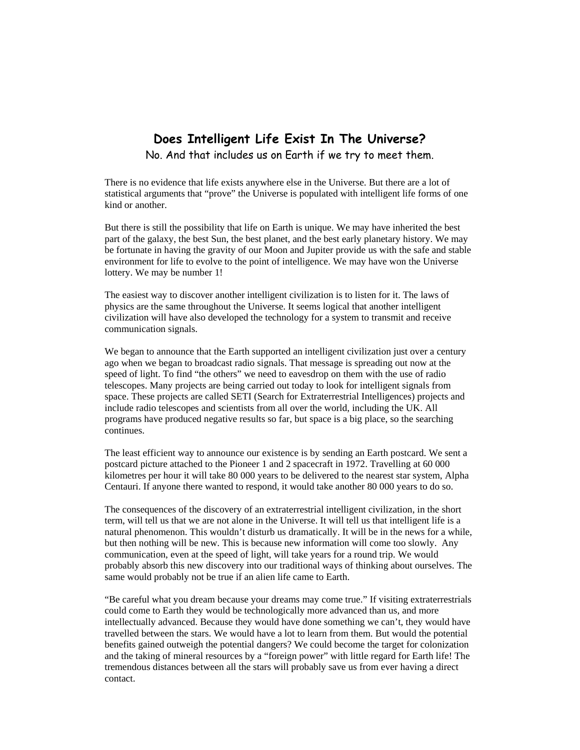## Does Intelligent Life Exist In The Universe?

No. And that includes us on Earth if we try to meet them.

There is no evidence that life exists anywhere else in the Universe. But there are a lot of statistical arguments that "prove" the Universe is populated with intelligent life forms of one kind or another.

But there is still the possibility that life on Earth is unique. We may have inherited the best part of the galaxy, the best Sun, the best planet, and the best early planetary history. We may be fortunate in having the gravity of our Moon and Jupiter provide us with the safe and stable environment for life to evolve to the point of intelligence. We may have won the Universe lottery. We may be number 1!

The easiest way to discover another intelligent civilization is to listen for it. The laws of physics are the same throughout the Universe. It seems logical that another intelligent civilization will have also developed the technology for a system to transmit and receive communication signals.

We began to announce that the Earth supported an intelligent civilization just over a century ago when we began to broadcast radio signals. That message is spreading out now at the speed of light. To find "the others" we need to eavesdrop on them with the use of radio telescopes. Many projects are being carried out today to look for intelligent signals from space. These projects are called SETI (Search for Extraterrestrial Intelligences) projects and include radio telescopes and scientists from all over the world, including the UK. All programs have produced negative results so far, but space is a big place, so the searching continues.

The least efficient way to announce our existence is by sending an Earth postcard. We sent a postcard picture attached to the Pioneer 1 and 2 spacecraft in 1972. Travelling at 60 000 kilometres per hour it will take 80 000 years to be delivered to the nearest star system, Alpha Centauri. If anyone there wanted to respond, it would take another 80 000 years to do so.

The consequences of the discovery of an extraterrestrial intelligent civilization, in the short term, will tell us that we are not alone in the Universe. It will tell us that intelligent life is a natural phenomenon. This wouldn't disturb us dramatically. It will be in the news for a while, but then nothing will be new. This is because new information will come too slowly. Any communication, even at the speed of light, will take years for a round trip. We would probably absorb this new discovery into our traditional ways of thinking about ourselves. The same would probably not be true if an alien life came to Earth.

"Be careful what you dream because your dreams may come true." If visiting extraterrestrials could come to Earth they would be technologically more advanced than us, and more intellectually advanced. Because they would have done something we can't, they would have travelled between the stars. We would have a lot to learn from them. But would the potential benefits gained outweigh the potential dangers? We could become the target for colonization and the taking of mineral resources by a "foreign power" with little regard for Earth life! The tremendous distances between all the stars will probably save us from ever having a direct contact.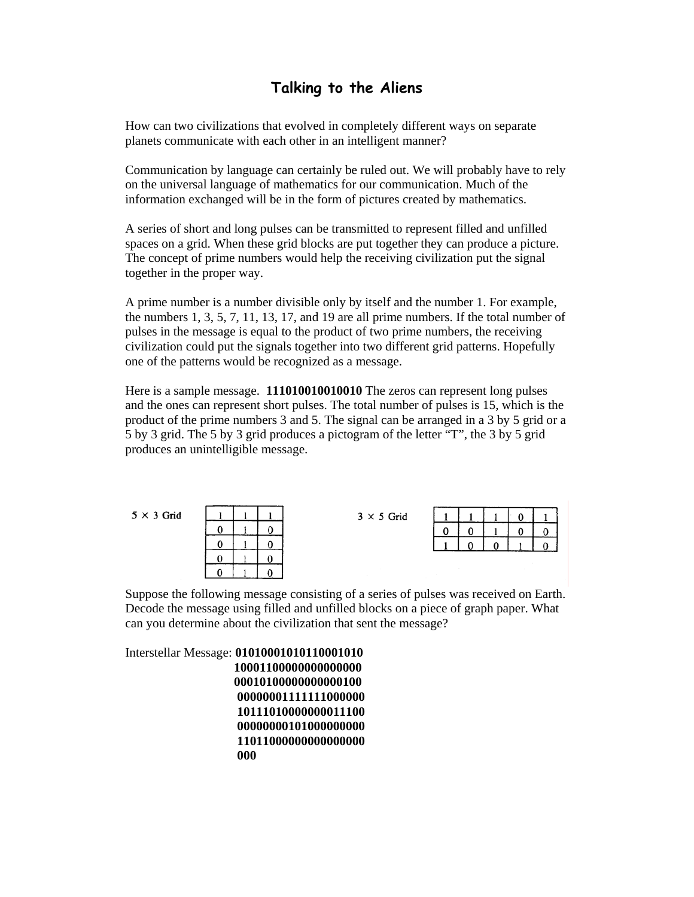# Talking to the Aliens

How can two civilizations that evolved in completely different ways on separate planets communicate with each other in an intelligent manner?

Communication by language can certainly be ruled out. We will probably have to rely on the universal language of mathematics for our communication. Much of the information exchanged will be in the form of pictures created by mathematics.

A series of short and long pulses can be transmitted to represent filled and unfilled spaces on a grid. When these grid blocks are put together they can produce a picture. The concept of prime numbers would help the receiving civilization put the signal together in the proper way.

A prime number is a number divisible only by itself and the number 1. For example, the numbers 1, 3, 5, 7, 11, 13, 17, and 19 are all prime numbers. If the total number of pulses in the message is equal to the product of two prime numbers, the receiving civilization could put the signals together into two different grid patterns. Hopefully one of the patterns would be recognized as a message.

Here is a sample message. **111010010010010** The zeros can represent long pulses and the ones can represent short pulses. The total number of pulses is 15, which is the product of the prime numbers 3 and 5. The signal can be arranged in a 3 by 5 grid or a 5 by 3 grid. The 5 by 3 grid produces a pictogram of the letter "T", the 3 by 5 grid produces an unintelligible message.

**5 × 3 Grid**

| | | |
|---|---|---|
| 1 | 1 | 1 |
| 0 | 1 | 0 |
| 0 | 1 | 0 |
| 0 | 1 | 0 |
| 0 | 1 | 0 |

**3 × 5 Grid**

| | | | | |
|---|---|---|---|---|
| 1 | 1 | 1 | 0 | 1 |
| 0 | 0 | 1 | 0 | 0 |
| 1 | 0 | 0 | 1 | 0 |

Suppose the following message consisting of a series of pulses was received on Earth. Decode the message using filled and unfilled blocks on a piece of graph paper. What can you determine about the civilization that sent the message?

Interstellar Message: **01010001010110001010**
**10001100000000000000**
**00010100000000000100**
**00000001111111000000**
**10111010000000011100**
**00000000101000000000**
**11011000000000000000**
**000**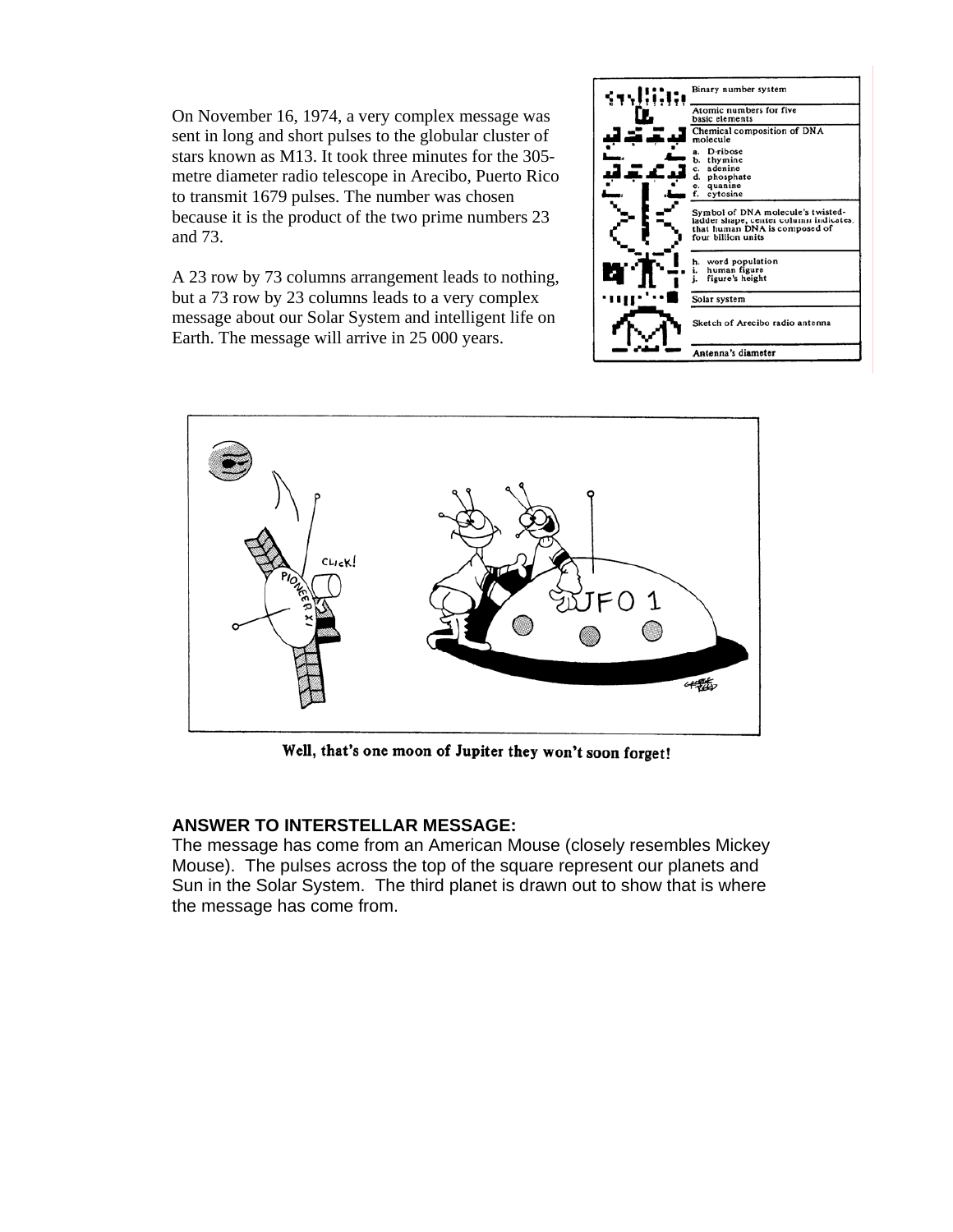On November 16, 1974, a very complex message was sent in long and short pulses to the globular cluster of stars known as M13. It took three minutes for the 305-metre diameter radio telescope in Arecibo, Puerto Rico to transmit 1679 pulses. The number was chosen because it is the product of the two prime numbers 23 and 73.

A 23 row by 73 columns arrangement leads to nothing, but a 73 row by 23 columns leads to a very complex message about our Solar System and intelligent life on Earth. The message will arrive in 25 000 years.

Well, that's one moon of Jupiter they won't soon forget!

**ANSWER TO INTERSTELLAR MESSAGE:**

The message has come from an American Mouse (closely resembles Mickey Mouse). The pulses across the top of the square represent our planets and Sun in the Solar System. The third planet is drawn out to show that is where the message has come from.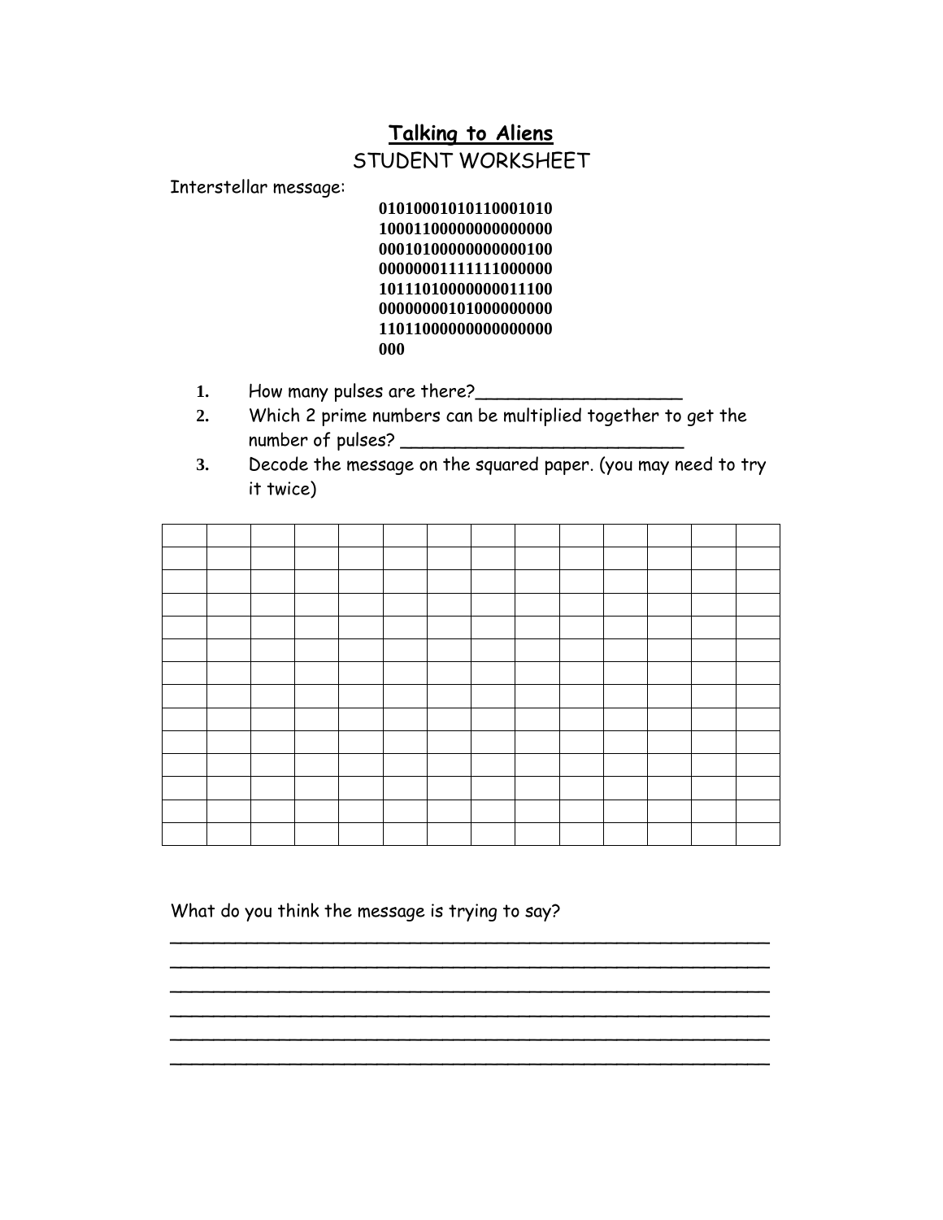# Talking to Aliens

## STUDENT WORKSHEET

Interstellar message:

```
01010001010110001010
10001100000000000000
00010100000000000100
00000001111111000000
10111010000000011100
00000000101000000000
11011000000000000000
000
```

1. How many pulses are there?____________________
2. Which 2 prime numbers can be multiplied together to get the number of pulses? ___________________________
3. Decode the message on the squared paper. (you may need to try it twice)

| | | | | | | | | | | | | | |
|---|---|---|---|---|---|---|---|---|---|---|---|---|---|
| | | | | | | | | | | | | | |
| | | | | | | | | | | | | | |
| | | | | | | | | | | | | | |
| | | | | | | | | | | | | | |
| | | | | | | | | | | | | | |
| | | | | | | | | | | | | | |
| | | | | | | | | | | | | | |
| | | | | | | | | | | | | | |
| | | | | | | | | | | | | | |
| | | | | | | | | | | | | | |
| | | | | | | | | | | | | | |
| | | | | | | | | | | | | | |
| | | | | | | | | | | | | | |

What do you think the message is trying to say?

_____________________________________________________________

_____________________________________________________________

_____________________________________________________________

_____________________________________________________________

_____________________________________________________________

_____________________________________________________________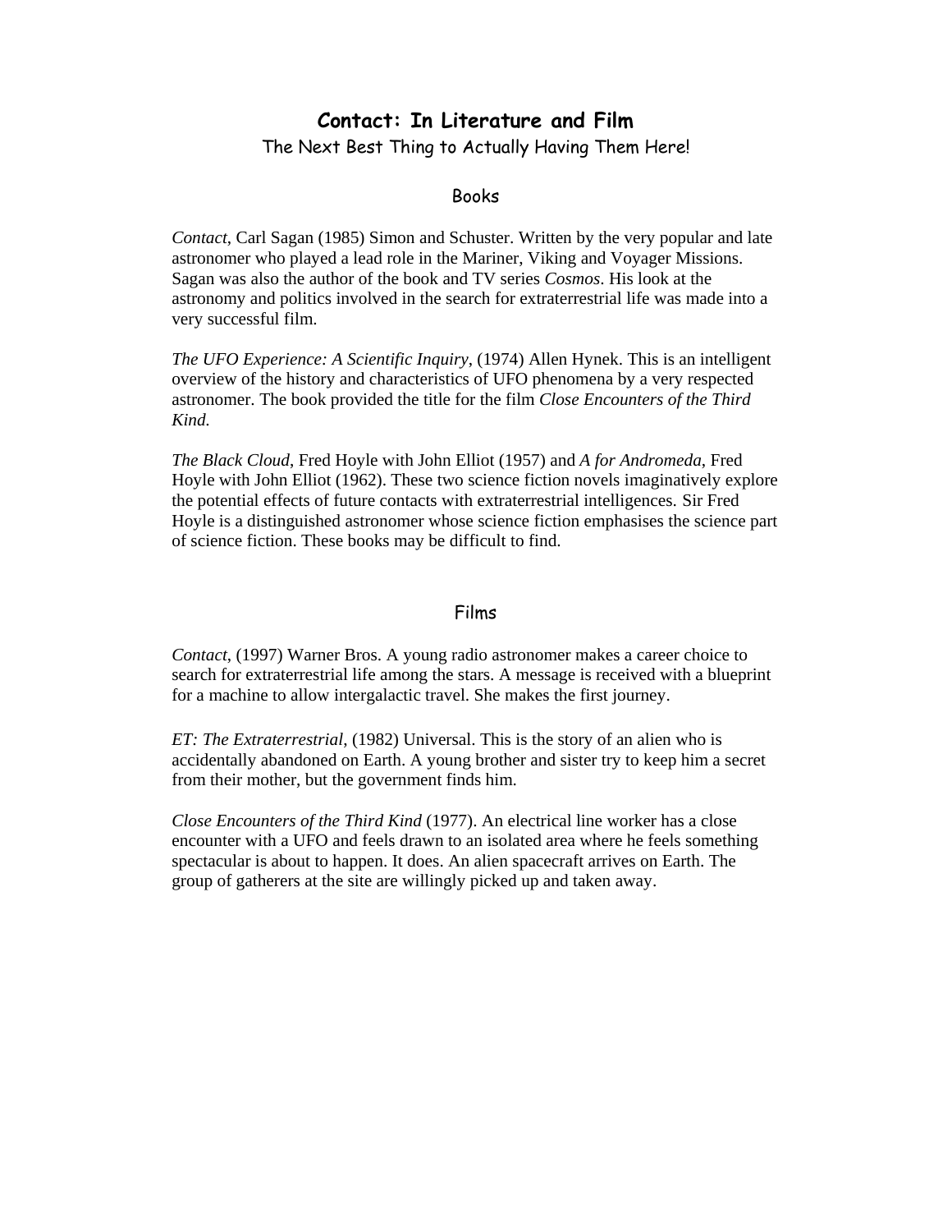# Contact: In Literature and Film

The Next Best Thing to Actually Having Them Here!

## Books

*Contact*, Carl Sagan (1985) Simon and Schuster. Written by the very popular and late astronomer who played a lead role in the Mariner, Viking and Voyager Missions. Sagan was also the author of the book and TV series *Cosmos*. His look at the astronomy and politics involved in the search for extraterrestrial life was made into a very successful film.

*The UFO Experience: A Scientific Inquiry*, (1974) Allen Hynek. This is an intelligent overview of the history and characteristics of UFO phenomena by a very respected astronomer. The book provided the title for the film *Close Encounters of the Third Kind.*

*The Black Cloud*, Fred Hoyle with John Elliot (1957) and *A for Andromeda*, Fred Hoyle with John Elliot (1962). These two science fiction novels imaginatively explore the potential effects of future contacts with extraterrestrial intelligences. Sir Fred Hoyle is a distinguished astronomer whose science fiction emphasises the science part of science fiction. These books may be difficult to find.

## Films

*Contact*, (1997) Warner Bros. A young radio astronomer makes a career choice to search for extraterrestrial life among the stars. A message is received with a blueprint for a machine to allow intergalactic travel. She makes the first journey.

*ET: The Extraterrestrial*, (1982) Universal. This is the story of an alien who is accidentally abandoned on Earth. A young brother and sister try to keep him a secret from their mother, but the government finds him.

*Close Encounters of the Third Kind* (1977). An electrical line worker has a close encounter with a UFO and feels drawn to an isolated area where he feels something spectacular is about to happen. It does. An alien spacecraft arrives on Earth. The group of gatherers at the site are willingly picked up and taken away.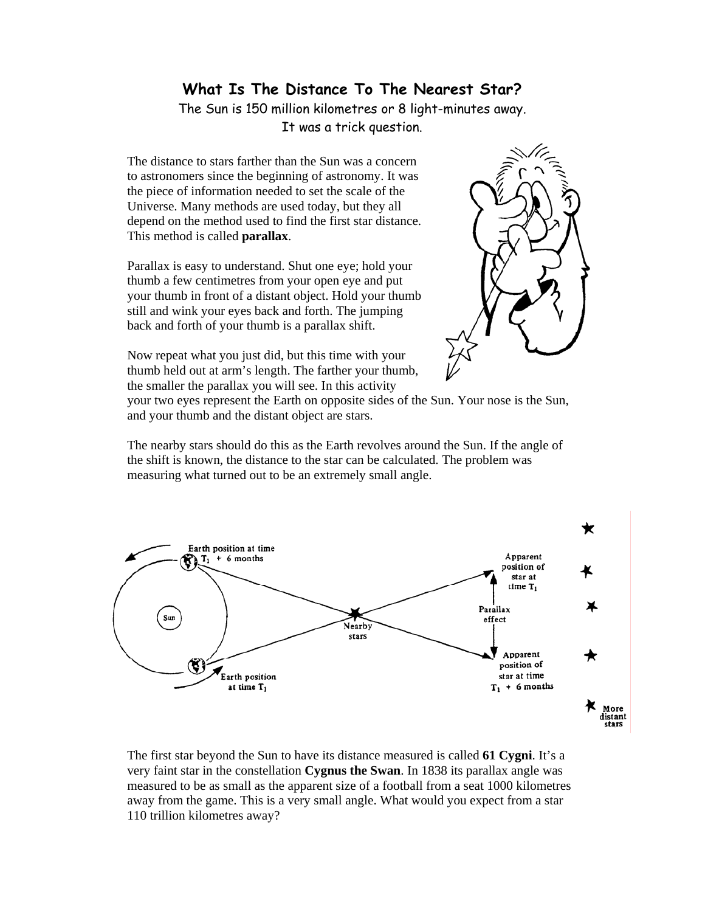# What Is The Distance To The Nearest Star?

The Sun is 150 million kilometres or 8 light-minutes away.
It was a trick question.

The distance to stars farther than the Sun was a concern to astronomers since the beginning of astronomy. It was the piece of information needed to set the scale of the Universe. Many methods are used today, but they all depend on the method used to find the first star distance. This method is called **parallax**.

Parallax is easy to understand. Shut one eye; hold your thumb a few centimetres from your open eye and put your thumb in front of a distant object. Hold your thumb still and wink your eyes back and forth. The jumping back and forth of your thumb is a parallax shift.

Now repeat what you just did, but this time with your thumb held out at arm's length. The farther your thumb, the smaller the parallax you will see. In this activity your two eyes represent the Earth on opposite sides of the Sun. Your nose is the Sun, and your thumb and the distant object are stars.

The nearby stars should do this as the Earth revolves around the Sun. If the angle of the shift is known, the distance to the star can be calculated. The problem was measuring what turned out to be an extremely small angle.

The first star beyond the Sun to have its distance measured is called **61 Cygni**. It's a very faint star in the constellation **Cygnus the Swan**. In 1838 its parallax angle was measured to be as small as the apparent size of a football from a seat 1000 kilometres away from the game. This is a very small angle. What would you expect from a star 110 trillion kilometres away?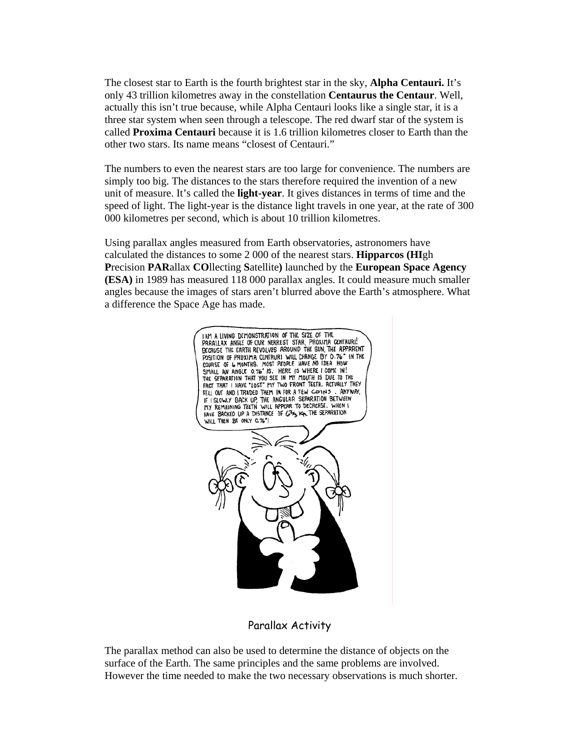The closest star to Earth is the fourth brightest star in the sky, **Alpha Centauri.** It's only 43 trillion kilometres away in the constellation **Centaurus the Centaur**. Well, actually this isn't true because, while Alpha Centauri looks like a single star, it is a three star system when seen through a telescope. The red dwarf star of the system is called **Proxima Centauri** because it is 1.6 trillion kilometres closer to Earth than the other two stars. Its name means "closest of Centauri."

The numbers to even the nearest stars are too large for convenience. The numbers are simply too big. The distances to the stars therefore required the invention of a new unit of measure. It's called the **light-year**. It gives distances in terms of time and the speed of light. The light-year is the distance light travels in one year, at the rate of 300 000 kilometres per second, which is about 10 trillion kilometres.

Using parallax angles measured from Earth observatories, astronomers have calculated the distances to some 2 000 of the nearest stars. **Hipparcos (HI**gh **P**recision **PAR**allax **CO**llecting **S**atellite**)** launched by the **European Space Agency (ESA)** in 1989 has measured 118 000 parallax angles. It could measure much smaller angles because the images of stars aren't blurred above the Earth's atmosphere. What a difference the Space Age has made.

## Parallax Activity

The parallax method can also be used to determine the distance of objects on the surface of the Earth. The same principles and the same problems are involved. However the time needed to make the two necessary observations is much shorter.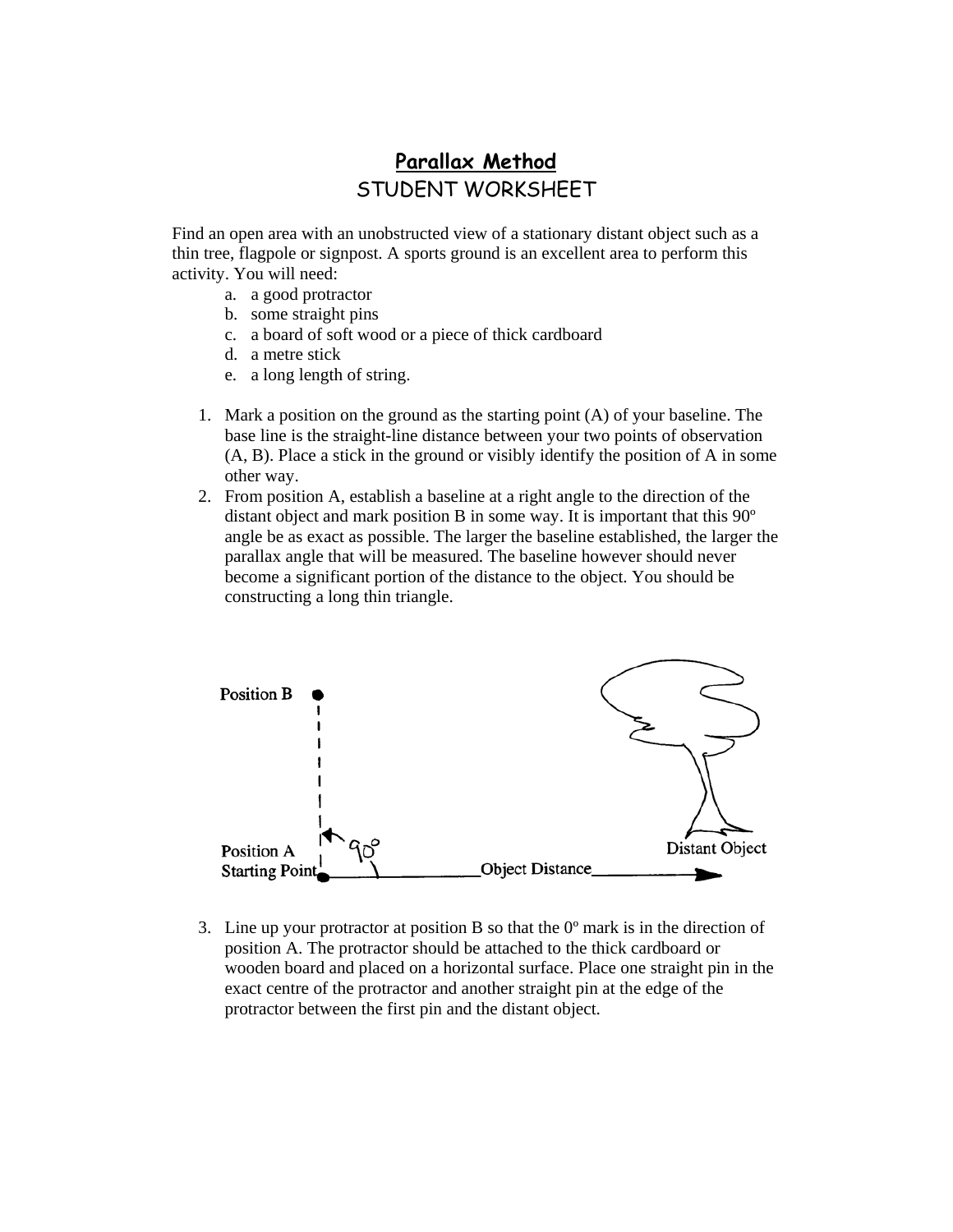# Parallax Method

STUDENT WORKSHEET

Find an open area with an unobstructed view of a stationary distant object such as a thin tree, flagpole or signpost. A sports ground is an excellent area to perform this activity. You will need:

a. a good protractor
b. some straight pins
c. a board of soft wood or a piece of thick cardboard
d. a metre stick
e. a long length of string.

1. Mark a position on the ground as the starting point (A) of your baseline. The base line is the straight-line distance between your two points of observation (A, B). Place a stick in the ground or visibly identify the position of A in some other way.
2. From position A, establish a baseline at a right angle to the direction of the distant object and mark position B in some way. It is important that this 90º angle be as exact as possible. The larger the baseline established, the larger the parallax angle that will be measured. The baseline however should never become a significant portion of the distance to the object. You should be constructing a long thin triangle.

Position B

Position A Starting Point

90º

Object Distance

Distant Object

3. Line up your protractor at position B so that the 0º mark is in the direction of position A. The protractor should be attached to the thick cardboard or wooden board and placed on a horizontal surface. Place one straight pin in the exact centre of the protractor and another straight pin at the edge of the protractor between the first pin and the distant object.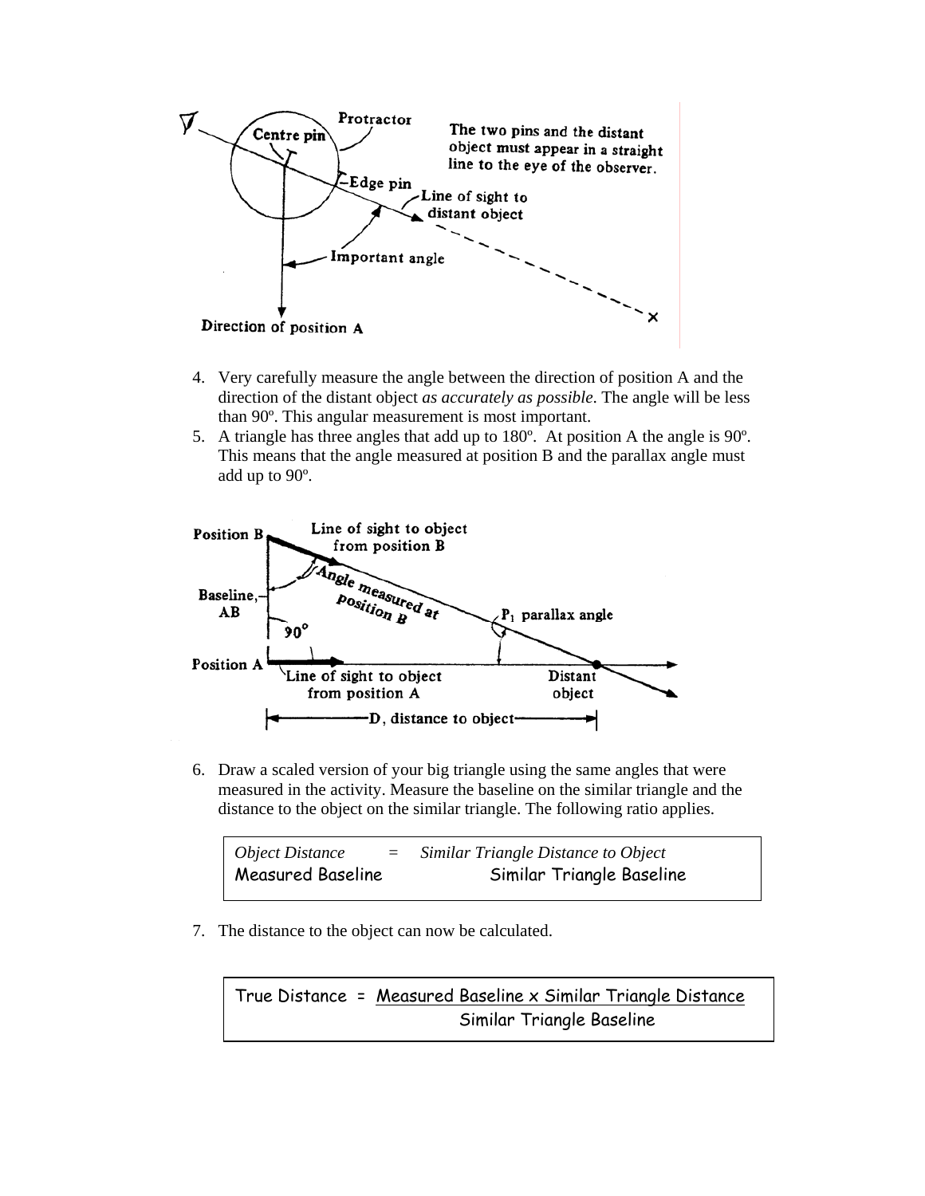4. Very carefully measure the angle between the direction of position A and the direction of the distant object *as accurately as possible*. The angle will be less than 90º. This angular measurement is most important.
5. A triangle has three angles that add up to 180º. At position A the angle is 90º. This means that the angle measured at position B and the parallax angle must add up to 90º.

6. Draw a scaled version of your big triangle using the same angles that were measured in the activity. Measure the baseline on the similar triangle and the distance to the object on the similar triangle. The following ratio applies.

$$\frac{\text{Object Distance}}{\text{Measured Baseline}} = \frac{\text{Similar Triangle Distance to Object}}{\text{Similar Triangle Baseline}}$$

7. The distance to the object can now be calculated.

$$\text{True Distance} = \frac{\text{Measured Baseline} \times \text{Similar Triangle Distance}}{\text{Similar Triangle Baseline}}$$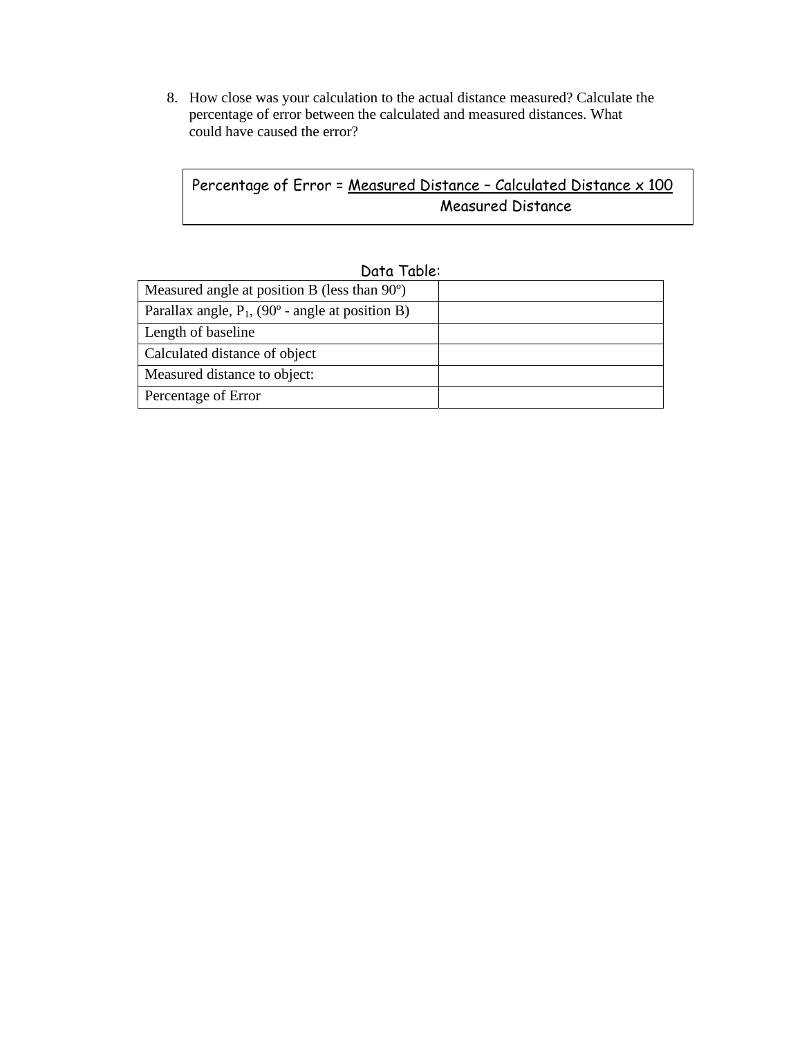8. How close was your calculation to the actual distance measured? Calculate the percentage of error between the calculated and measured distances. What could have caused the error?

$$\text{Percentage of Error} = \frac{\text{Measured Distance} - \text{Calculated Distance} \times 100}{\text{Measured Distance}}$$

Data Table:

| | |
|---|---|
| Measured angle at position B (less than 90º) | |
| Parallax angle, $P_1$, (90º - angle at position B) | |
| Length of baseline | |
| Calculated distance of object | |
| Measured distance to object: | |
| Percentage of Error | |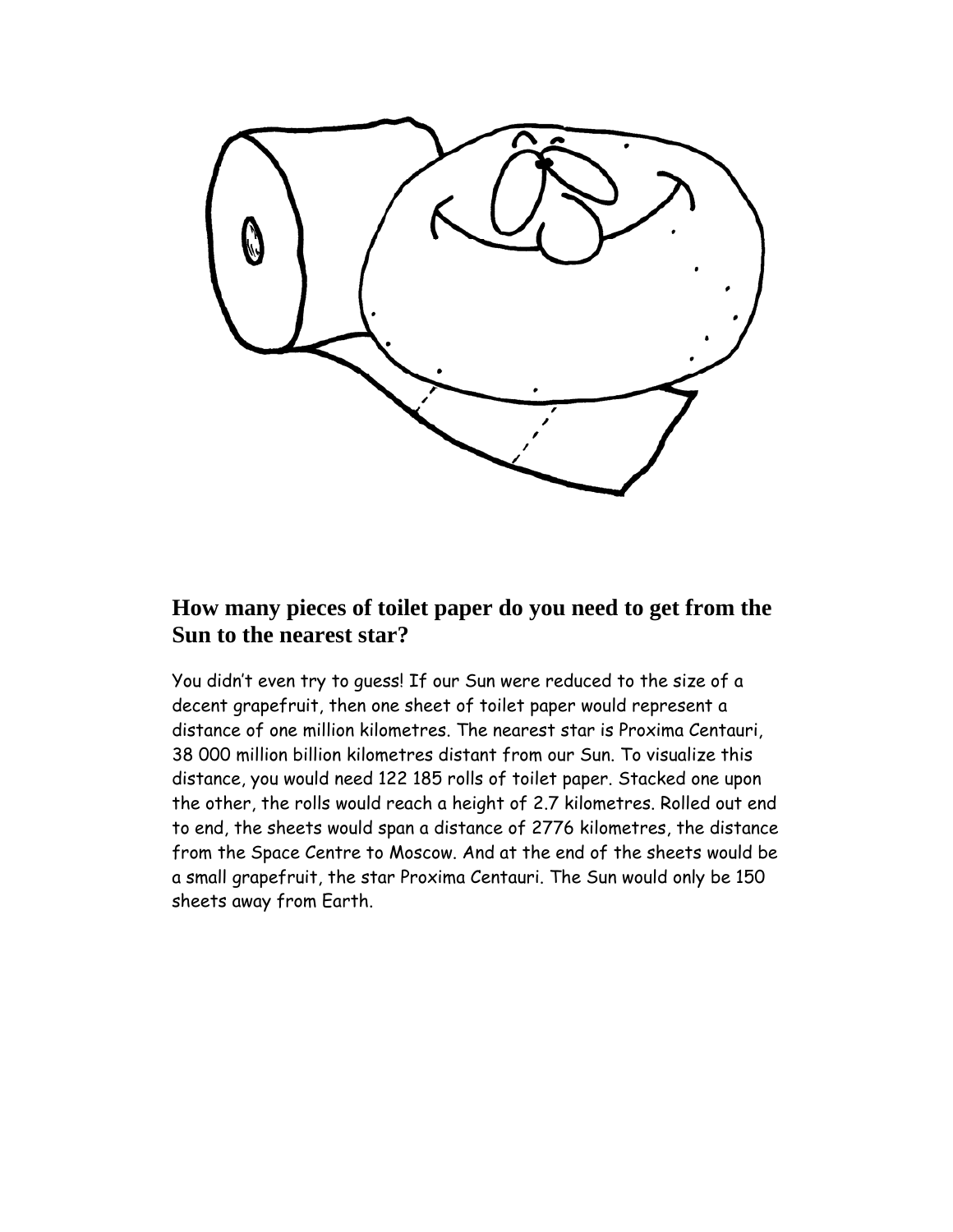## How many pieces of toilet paper do you need to get from the Sun to the nearest star?

You didn't even try to guess! If our Sun were reduced to the size of a decent grapefruit, then one sheet of toilet paper would represent a distance of one million kilometres. The nearest star is Proxima Centauri, 38 000 million billion kilometres distant from our Sun. To visualize this distance, you would need 122 185 rolls of toilet paper. Stacked one upon the other, the rolls would reach a height of 2.7 kilometres. Rolled out end to end, the sheets would span a distance of 2776 kilometres, the distance from the Space Centre to Moscow. And at the end of the sheets would be a small grapefruit, the star Proxima Centauri. The Sun would only be 150 sheets away from Earth.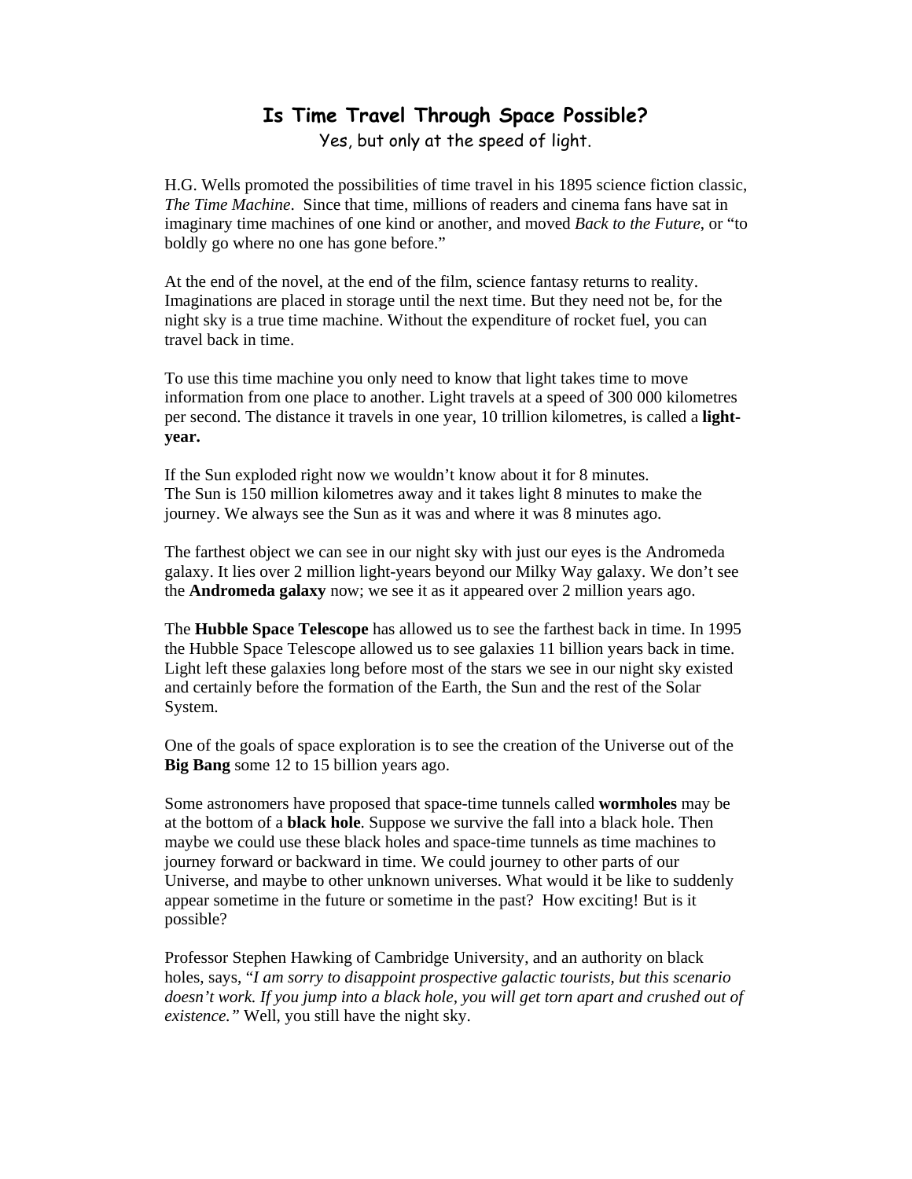## Is Time Travel Through Space Possible?

Yes, but only at the speed of light.

H.G. Wells promoted the possibilities of time travel in his 1895 science fiction classic, *The Time Machine*. Since that time, millions of readers and cinema fans have sat in imaginary time machines of one kind or another, and moved *Back to the Future*, or "to boldly go where no one has gone before."

At the end of the novel, at the end of the film, science fantasy returns to reality. Imaginations are placed in storage until the next time. But they need not be, for the night sky is a true time machine. Without the expenditure of rocket fuel, you can travel back in time.

To use this time machine you only need to know that light takes time to move information from one place to another. Light travels at a speed of 300 000 kilometres per second. The distance it travels in one year, 10 trillion kilometres, is called a **light-year.**

If the Sun exploded right now we wouldn't know about it for 8 minutes.
The Sun is 150 million kilometres away and it takes light 8 minutes to make the journey. We always see the Sun as it was and where it was 8 minutes ago.

The farthest object we can see in our night sky with just our eyes is the Andromeda galaxy. It lies over 2 million light-years beyond our Milky Way galaxy. We don't see the **Andromeda galaxy** now; we see it as it appeared over 2 million years ago.

The **Hubble Space Telescope** has allowed us to see the farthest back in time. In 1995 the Hubble Space Telescope allowed us to see galaxies 11 billion years back in time. Light left these galaxies long before most of the stars we see in our night sky existed and certainly before the formation of the Earth, the Sun and the rest of the Solar System.

One of the goals of space exploration is to see the creation of the Universe out of the **Big Bang** some 12 to 15 billion years ago.

Some astronomers have proposed that space-time tunnels called **wormholes** may be at the bottom of a **black hole**. Suppose we survive the fall into a black hole. Then maybe we could use these black holes and space-time tunnels as time machines to journey forward or backward in time. We could journey to other parts of our Universe, and maybe to other unknown universes. What would it be like to suddenly appear sometime in the future or sometime in the past? How exciting! But is it possible?

Professor Stephen Hawking of Cambridge University, and an authority on black holes, says, "*I am sorry to disappoint prospective galactic tourists, but this scenario doesn't work. If you jump into a black hole, you will get torn apart and crushed out of existence."* Well, you still have the night sky.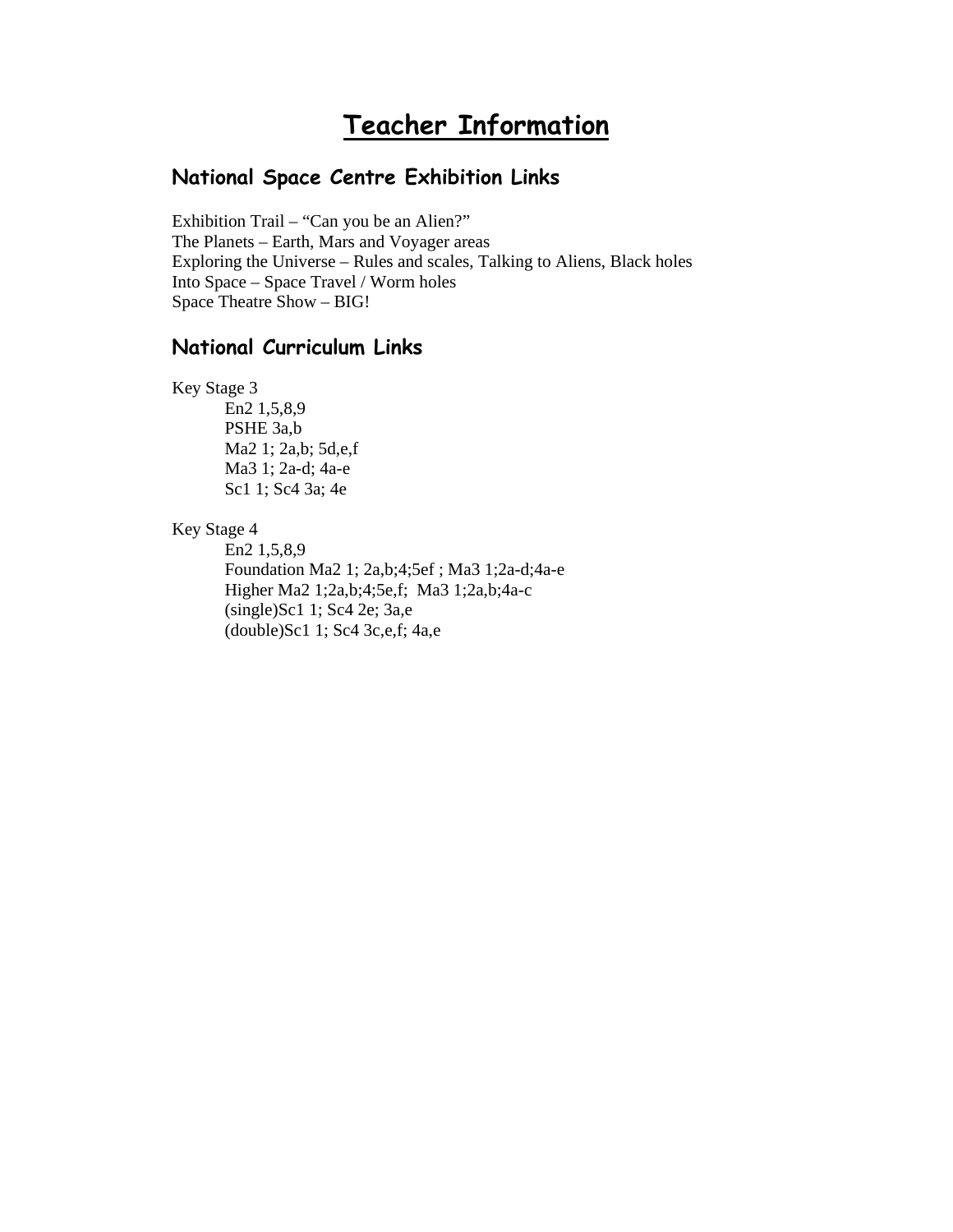# Teacher Information

## National Space Centre Exhibition Links

Exhibition Trail – “Can you be an Alien?”
The Planets – Earth, Mars and Voyager areas
Exploring the Universe – Rules and scales, Talking to Aliens, Black holes
Into Space – Space Travel / Worm holes
Space Theatre Show – BIG!

## National Curriculum Links

Key Stage 3

- En2 1,5,8,9
- PSHE 3a,b
- Ma2 1; 2a,b; 5d,e,f
- Ma3 1; 2a-d; 4a-e
- Sc1 1; Sc4 3a; 4e

Key Stage 4

- En2 1,5,8,9
- Foundation Ma2 1; 2a,b;4;5ef ; Ma3 1;2a-d;4a-e
- Higher Ma2 1;2a,b;4;5e,f; Ma3 1;2a,b;4a-c
- (single)Sc1 1; Sc4 2e; 3a,e
- (double)Sc1 1; Sc4 3c,e,f; 4a,e